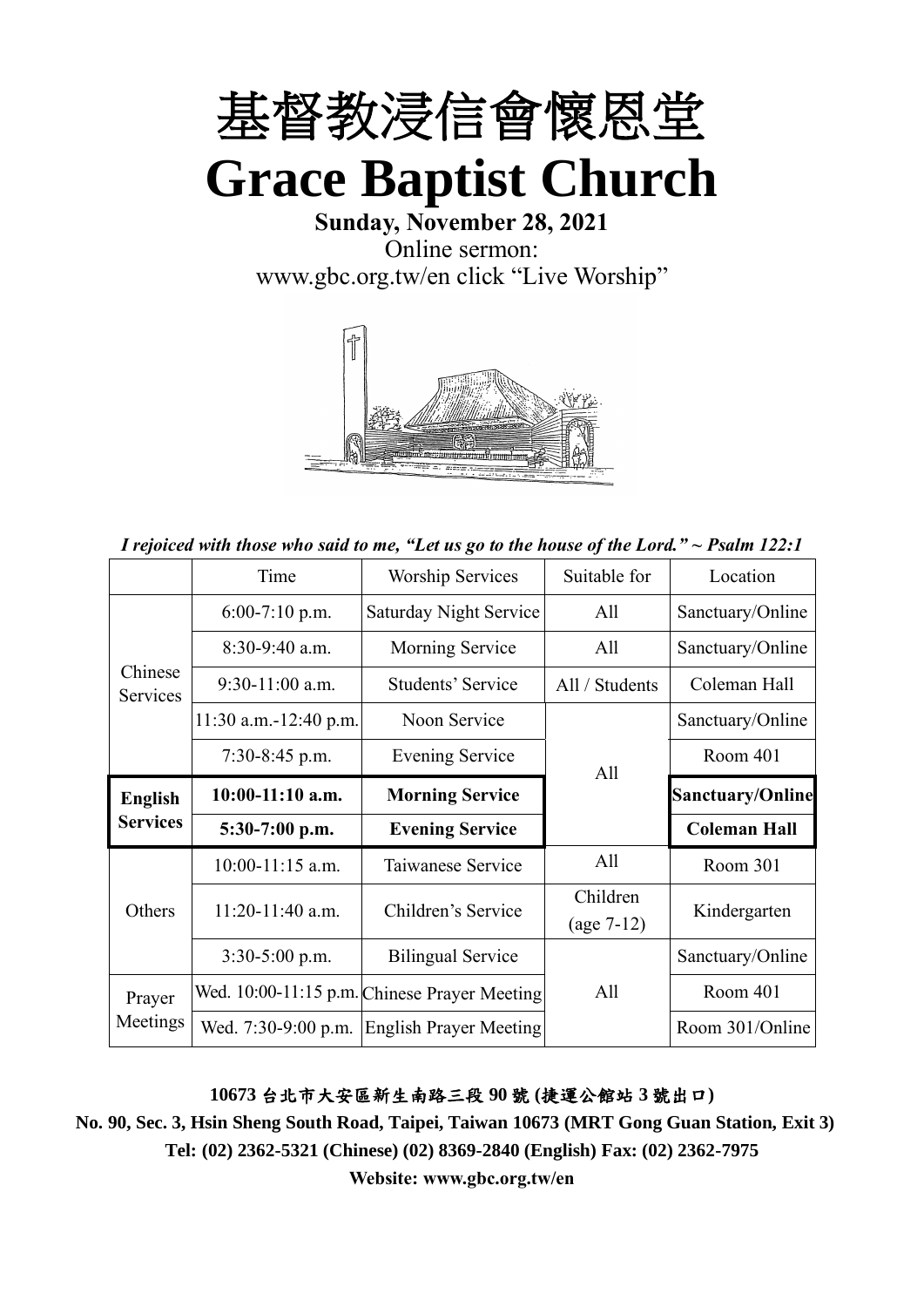# 基督教浸信會懷恩堂

# Grace Baptist Church

**Sunday, November 28, 2021**

Online sermon:
www.gbc.org.tw/en click "Live Worship"

*I rejoiced with those who said to me, "Let us go to the house of the Lord." ~ Psalm 122:1*

| | Time | Worship Services | Suitable for | Location |
|---|---|---|---|---|
| Chinese Services | 6:00-7:10 p.m. | Saturday Night Service | All | Sanctuary/Online |
| | 8:30-9:40 a.m. | Morning Service | All | Sanctuary/Online |
| | 9:30-11:00 a.m. | Students' Service | All / Students | Coleman Hall |
| | 11:30 a.m.-12:40 p.m. | Noon Service | All | Sanctuary/Online |
| | 7:30-8:45 p.m. | Evening Service | | Room 401 |
| **English Services** | **10:00-11:10 a.m.** | **Morning Service** | | **Sanctuary/Online** |
| | **5:30-7:00 p.m.** | **Evening Service** | | **Coleman Hall** |
| Others | 10:00-11:15 a.m. | Taiwanese Service | All | Room 301 |
| | 11:20-11:40 a.m. | Children's Service | Children (age 7-12) | Kindergarten |
| | 3:30-5:00 p.m. | Bilingual Service | All | Sanctuary/Online |
| Prayer Meetings | Wed. 10:00-11:15 p.m. | Chinese Prayer Meeting | | Room 401 |
| | Wed. 7:30-9:00 p.m. | English Prayer Meeting | | Room 301/Online |

**10673 台北市大安區新生南路三段 90 號 (捷運公館站 3 號出口)**

**No. 90, Sec. 3, Hsin Sheng South Road, Taipei, Taiwan 10673 (MRT Gong Guan Station, Exit 3)**

**Tel: (02) 2362-5321 (Chinese) (02) 8369-2840 (English) Fax: (02) 2362-7975**

**Website: www.gbc.org.tw/en**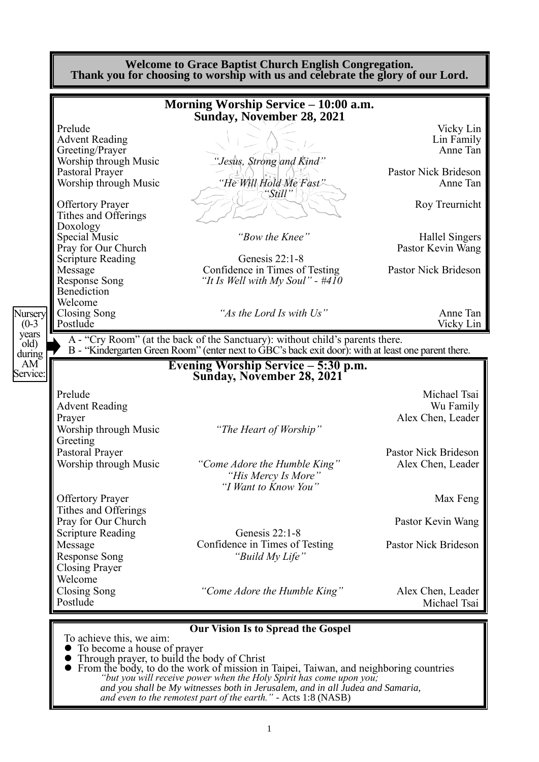**Welcome to Grace Baptist Church English Congregation.**
**Thank you for choosing to worship with us and celebrate the glory of our Lord.**

## Morning Worship Service – 10:00 a.m.
### Sunday, November 28, 2021

| | | |
|---|---|---|
| Prelude | | Vicky Lin |
| Advent Reading | | Lin Family |
| Greeting/Prayer | | Anne Tan |
| Worship through Music | *"Jesus, Strong and Kind"* | |
| Pastoral Prayer | | Pastor Nick Brideson |
| Worship through Music | *"He Will Hold Me Fast"* *"Still"* | Anne Tan |
| Offertory Prayer | | Roy Treurnicht |
| Tithes and Offerings | | |
| Doxology | | |
| Special Music | *"Bow the Knee"* | Hallel Singers |
| Pray for Our Church | | Pastor Kevin Wang |
| Scripture Reading | Genesis 22:1-8 | |
| Message | Confidence in Times of Testing | Pastor Nick Brideson |
| Response Song | *"It Is Well with My Soul" - #410* | |
| Benediction | | |
| Welcome | | |
| Closing Song | *"As the Lord Is with Us"* | Anne Tan |
| Postlude | | Vicky Lin |

Nursery (0-3 years old) during AM Service:

A - "Cry Room" (at the back of the Sanctuary): without child's parents there.
B - "Kindergarten Green Room" (enter next to GBC's back exit door): with at least one parent there.

## Evening Worship Service – 5:30 p.m.
### Sunday, November 28, 2021

| | | |
|---|---|---|
| Prelude | | Michael Tsai |
| Advent Reading | | Wu Family |
| Prayer | | Alex Chen, Leader |
| Worship through Music | *"The Heart of Worship"* | |
| Greeting | | |
| Pastoral Prayer | | Pastor Nick Brideson |
| Worship through Music | *"Come Adore the Humble King"* *"His Mercy Is More"* *"I Want to Know You"* | Alex Chen, Leader |
| Offertory Prayer | | Max Feng |
| Tithes and Offerings | | |
| Pray for Our Church | | Pastor Kevin Wang |
| Scripture Reading | Genesis 22:1-8 | |
| Message | Confidence in Times of Testing | Pastor Nick Brideson |
| Response Song | *"Build My Life"* | |
| Closing Prayer | | |
| Welcome | | |
| Closing Song | *"Come Adore the Humble King"* | Alex Chen, Leader |
| Postlude | | Michael Tsai |

### Our Vision Is to Spread the Gospel

To achieve this, we aim:

- To become a house of prayer
- Through prayer, to build the body of Christ
- From the body, to do the work of mission in Taipei, Taiwan, and neighboring countries

*"but you will receive power when the Holy Spirit has come upon you; and you shall be My witnesses both in Jerusalem, and in all Judea and Samaria, and even to the remotest part of the earth."* - Acts 1:8 (NASB)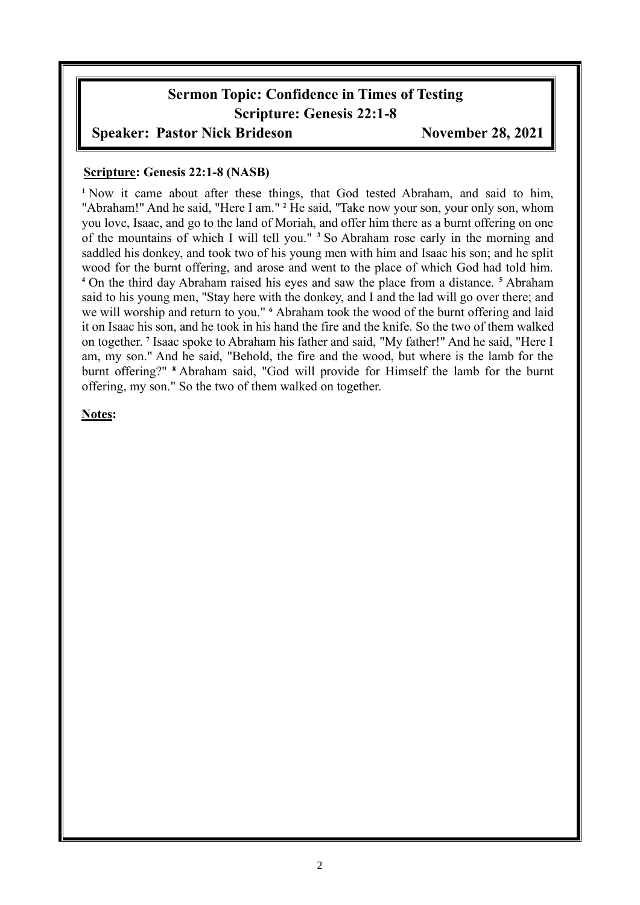**Sermon Topic: Confidence in Times of Testing**

**Scripture: Genesis 22:1-8**

**Speaker: Pastor Nick Brideson** **November 28, 2021**

**Scripture: Genesis 22:1-8 (NASB)**

[1] Now it came about after these things, that God tested Abraham, and said to him, "Abraham!" And he said, "Here I am." [2] He said, "Take now your son, your only son, whom you love, Isaac, and go to the land of Moriah, and offer him there as a burnt offering on one of the mountains of which I will tell you." [3] So Abraham rose early in the morning and saddled his donkey, and took two of his young men with him and Isaac his son; and he split wood for the burnt offering, and arose and went to the place of which God had told him. [4] On the third day Abraham raised his eyes and saw the place from a distance. [5] Abraham said to his young men, "Stay here with the donkey, and I and the lad will go over there; and we will worship and return to you." [6] Abraham took the wood of the burnt offering and laid it on Isaac his son, and he took in his hand the fire and the knife. So the two of them walked on together. [7] Isaac spoke to Abraham his father and said, "My father!" And he said, "Here I am, my son." And he said, "Behold, the fire and the wood, but where is the lamb for the burnt offering?" [8] Abraham said, "God will provide for Himself the lamb for the burnt offering, my son." So the two of them walked on together.

**Notes:**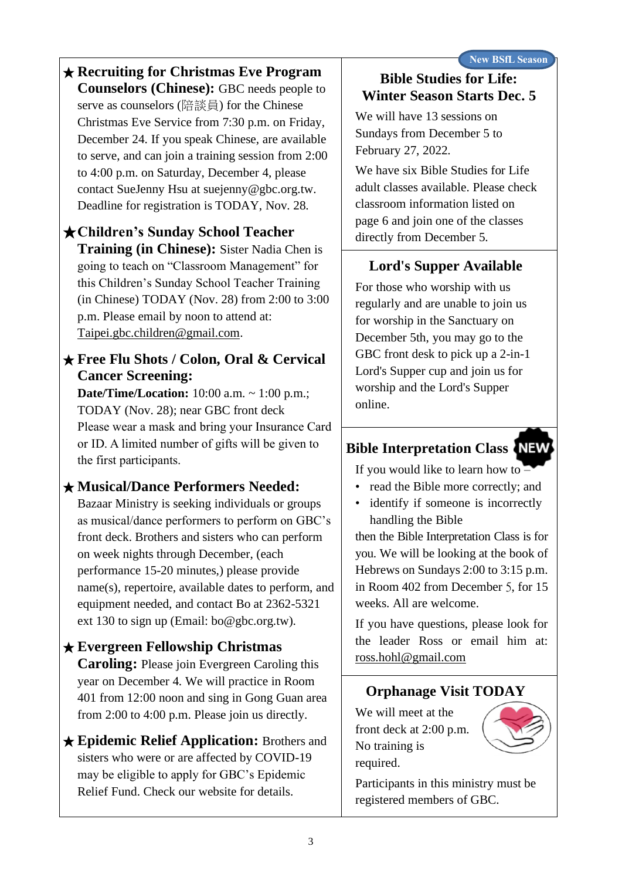★ **Recruiting for Christmas Eve Program Counselors (Chinese):** GBC needs people to serve as counselors (陪談員) for the Chinese Christmas Eve Service from 7:30 p.m. on Friday, December 24. If you speak Chinese, are available to serve, and can join a training session from 2:00 to 4:00 p.m. on Saturday, December 4, please contact SueJenny Hsu at suejenny@gbc.org.tw. Deadline for registration is TODAY, Nov. 28.

★ **Children's Sunday School Teacher Training (in Chinese):** Sister Nadia Chen is going to teach on "Classroom Management" for this Children's Sunday School Teacher Training (in Chinese) TODAY (Nov. 28) from 2:00 to 3:00 p.m. Please email by noon to attend at: Taipei.gbc.children@gmail.com.

★ **Free Flu Shots / Colon, Oral & Cervical Cancer Screening:**
**Date/Time/Location:** 10:00 a.m. ~ 1:00 p.m.; TODAY (Nov. 28); near GBC front deck
Please wear a mask and bring your Insurance Card or ID. A limited number of gifts will be given to the first participants.

★ **Musical/Dance Performers Needed:** Bazaar Ministry is seeking individuals or groups as musical/dance performers to perform on GBC's front deck. Brothers and sisters who can perform on week nights through December, (each performance 15-20 minutes,) please provide name(s), repertoire, available dates to perform, and equipment needed, and contact Bo at 2362-5321 ext 130 to sign up (Email: bo@gbc.org.tw).

★ **Evergreen Fellowship Christmas Caroling:** Please join Evergreen Caroling this year on December 4. We will practice in Room 401 from 12:00 noon and sing in Gong Guan area from 2:00 to 4:00 p.m. Please join us directly.

★ **Epidemic Relief Application:** Brothers and sisters who were or are affected by COVID-19 may be eligible to apply for GBC's Epidemic Relief Fund. Check our website for details.

New BSfL Season

## Bible Studies for Life: Winter Season Starts Dec. 5

We will have 13 sessions on Sundays from December 5 to February 27, 2022.

We have six Bible Studies for Life adult classes available. Please check classroom information listed on page 6 and join one of the classes directly from December 5.

## Lord's Supper Available

For those who worship with us regularly and are unable to join us for worship in the Sanctuary on December 5th, you may go to the GBC front desk to pick up a 2-in-1 Lord's Supper cup and join us for worship and the Lord's Supper online.

## Bible Interpretation Class NEW

If you would like to learn how to –

- read the Bible more correctly; and
- identify if someone is incorrectly handling the Bible

then the Bible Interpretation Class is for you. We will be looking at the book of Hebrews on Sundays 2:00 to 3:15 p.m. in Room 402 from December 5, for 15 weeks. All are welcome.

If you have questions, please look for the leader Ross or email him at: ross.hohl@gmail.com

## Orphanage Visit TODAY

We will meet at the front deck at 2:00 p.m. No training is required.

Participants in this ministry must be registered members of GBC.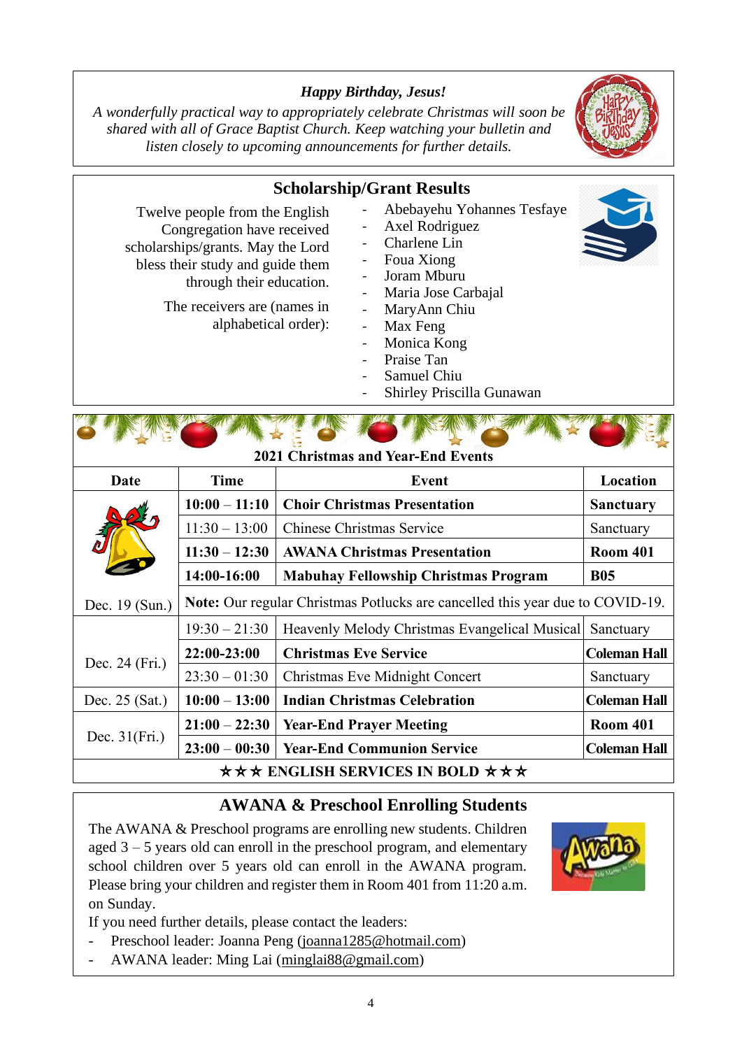***Happy Birthday, Jesus!***

*A wonderfully practical way to appropriately celebrate Christmas will soon be shared with all of Grace Baptist Church. Keep watching your bulletin and listen closely to upcoming announcements for further details.*

## Scholarship/Grant Results

Twelve people from the English Congregation have received scholarships/grants. May the Lord bless their study and guide them through their education.

The receivers are (names in alphabetical order):

- Abebayehu Yohannes Tesfaye
- Axel Rodriguez
- Charlene Lin
- Foua Xiong
- Joram Mburu
- Maria Jose Carbajal
- MaryAnn Chiu
- Max Feng
- Monica Kong
- Praise Tan
- Samuel Chiu
- Shirley Priscilla Gunawan

## 2021 Christmas and Year-End Events

| Date | Time | Event | Location |
|---|---|---|---|
| Dec. 19 (Sun.) | **10:00 – 11:10** | **Choir Christmas Presentation** | **Sanctuary** |
| | 11:30 – 13:00 | Chinese Christmas Service | Sanctuary |
| | **11:30 – 12:30** | **AWANA Christmas Presentation** | **Room 401** |
| | **14:00-16:00** | **Mabuhay Fellowship Christmas Program** | **B05** |
| | **Note:** Our regular Christmas Potlucks are cancelled this year due to COVID-19. | | |
| Dec. 24 (Fri.) | 19:30 – 21:30 | Heavenly Melody Christmas Evangelical Musical | Sanctuary |
| | **22:00-23:00** | **Christmas Eve Service** | **Coleman Hall** |
| | 23:30 – 01:30 | Christmas Eve Midnight Concert | Sanctuary |
| Dec. 25 (Sat.) | **10:00 – 13:00** | **Indian Christmas Celebration** | **Coleman Hall** |
| Dec. 31(Fri.) | **21:00 – 22:30** | **Year-End Prayer Meeting** | **Room 401** |
| | **23:00 – 00:30** | **Year-End Communion Service** | **Coleman Hall** |

**★★★ ENGLISH SERVICES IN BOLD ★★★**

## AWANA & Preschool Enrolling Students

The AWANA & Preschool programs are enrolling new students. Children aged 3 – 5 years old can enroll in the preschool program, and elementary school children over 5 years old can enroll in the AWANA program. Please bring your children and register them in Room 401 from 11:20 a.m. on Sunday.

If you need further details, please contact the leaders:

- Preschool leader: Joanna Peng (joanna1285@hotmail.com)
- AWANA leader: Ming Lai (minglai88@gmail.com)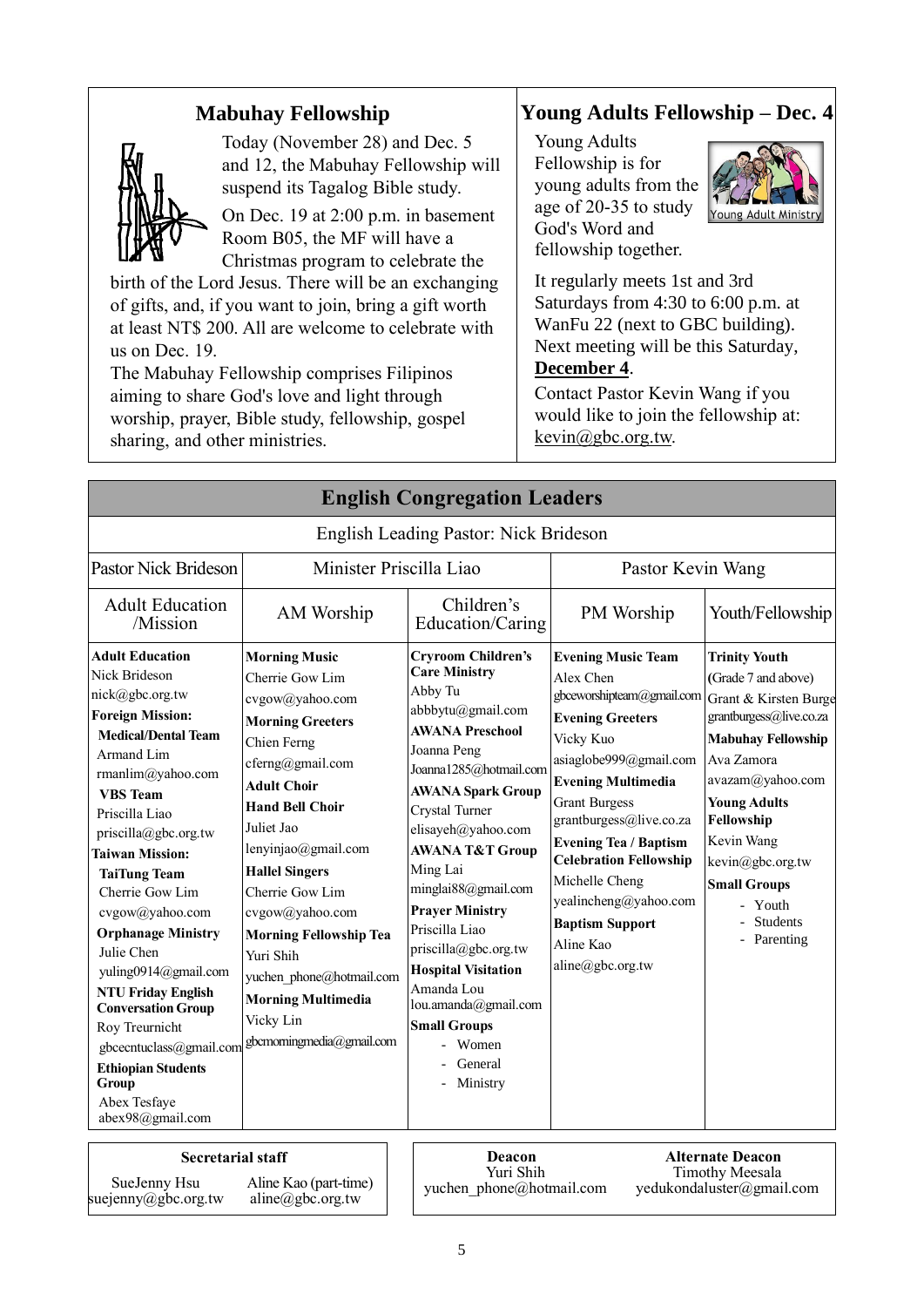## Mabuhay Fellowship

Today (November 28) and Dec. 5 and 12, the Mabuhay Fellowship will suspend its Tagalog Bible study.

On Dec. 19 at 2:00 p.m. in basement Room B05, the MF will have a Christmas program to celebrate the birth of the Lord Jesus. There will be an exchanging of gifts, and, if you want to join, bring a gift worth at least NT$ 200. All are welcome to celebrate with us on Dec. 19.

The Mabuhay Fellowship comprises Filipinos aiming to share God's love and light through worship, prayer, Bible study, fellowship, gospel sharing, and other ministries.

## Young Adults Fellowship – Dec. 4

Young Adults Fellowship is for young adults from the age of 20-35 to study God's Word and fellowship together.

It regularly meets 1st and 3rd Saturdays from 4:30 to 6:00 p.m. at WanFu 22 (next to GBC building). Next meeting will be this Saturday, **December 4**.

Contact Pastor Kevin Wang if you would like to join the fellowship at: kevin@gbc.org.tw.

## English Congregation Leaders

English Leading Pastor: Nick Brideson

| Pastor Nick Brideson | Minister Priscilla Liao | | Pastor Kevin Wang | |
|---|---|---|---|---|
| Adult Education /Mission | AM Worship | Children's Education/Caring | PM Worship | Youth/Fellowship |
| **Adult Education**<br>Nick Brideson<br>nick@gbc.org.tw<br>**Foreign Mission:**<br>**Medical/Dental Team**<br>Armand Lim<br>rmanlim@yahoo.com<br>**VBS Team**<br>Priscilla Liao<br>priscilla@gbc.org.tw<br>**Taiwan Mission:**<br>**TaiTung Team**<br>Cherrie Gow Lim<br>cvgow@yahoo.com<br>**Orphanage Ministry**<br>Julie Chen<br>yuling0914@gmail.com<br>**NTU Friday English Conversation Group**<br>Roy Treurnicht<br>gbcecntuclass@gmail.com<br>**Ethiopian Students Group**<br>Abex Tesfaye<br>abex98@gmail.com | **Morning Music**<br>Cherrie Gow Lim<br>cvgow@yahoo.com<br>**Morning Greeters**<br>Chien Ferng<br>cferng@gmail.com<br>**Adult Choir**<br>**Hand Bell Choir**<br>Juliet Jao<br>lenyinjao@gmail.com<br>**Hallel Singers**<br>Cherrie Gow Lim<br>cvgow@yahoo.com<br>**Morning Fellowship Tea**<br>Yuri Shih<br>yuchen_phone@hotmail.com<br>**Morning Multimedia**<br>Vicky Lin<br>gbcmorningmedia@gmail.com | **Cryroom Children's Care Ministry**<br>Abby Tu<br>abbbytu@gmail.com<br>**AWANA Preschool**<br>Joanna Peng<br>Joanna1285@hotmail.com<br>**AWANA Spark Group**<br>Crystal Turner<br>elisayeh@yahoo.com<br>**AWANA T&T Group**<br>Ming Lai<br>minglai88@gmail.com<br>**Prayer Ministry**<br>Priscilla Liao<br>priscilla@gbc.org.tw<br>**Hospital Visitation**<br>Amanda Lou<br>lou.amanda@gmail.com<br>**Small Groups**<br>- Women<br>- General<br>- Ministry | **Evening Music Team**<br>Alex Chen<br>gbceworshipteam@gmail.com<br>**Evening Greeters**<br>Vicky Kuo<br>asiaglobe999@gmail.com<br>**Evening Multimedia**<br>Grant Burgess<br>grantburgess@live.co.za<br>**Evening Tea / Baptism Celebration Fellowship**<br>Michelle Cheng<br>yealincheng@yahoo.com<br>**Baptism Support**<br>Aline Kao<br>aline@gbc.org.tw | **Trinity Youth**<br>(Grade 7 and above)<br>Grant & Kirsten Burge<br>grantburgess@live.co.za<br>**Mabuhay Fellowship**<br>Ava Zamora<br>avazam@yahoo.com<br>**Young Adults Fellowship**<br>Kevin Wang<br>kevin@gbc.org.tw<br>**Small Groups**<br>- Youth<br>- Students<br>- Parenting |

**Secretarial staff**

SueJenny Hsu
suejenny@gbc.org.tw

Aline Kao (part-time)
aline@gbc.org.tw

**Deacon**
Yuri Shih
yuchen_phone@hotmail.com

**Alternate Deacon**
Timothy Meesala
yedukondaluster@gmail.com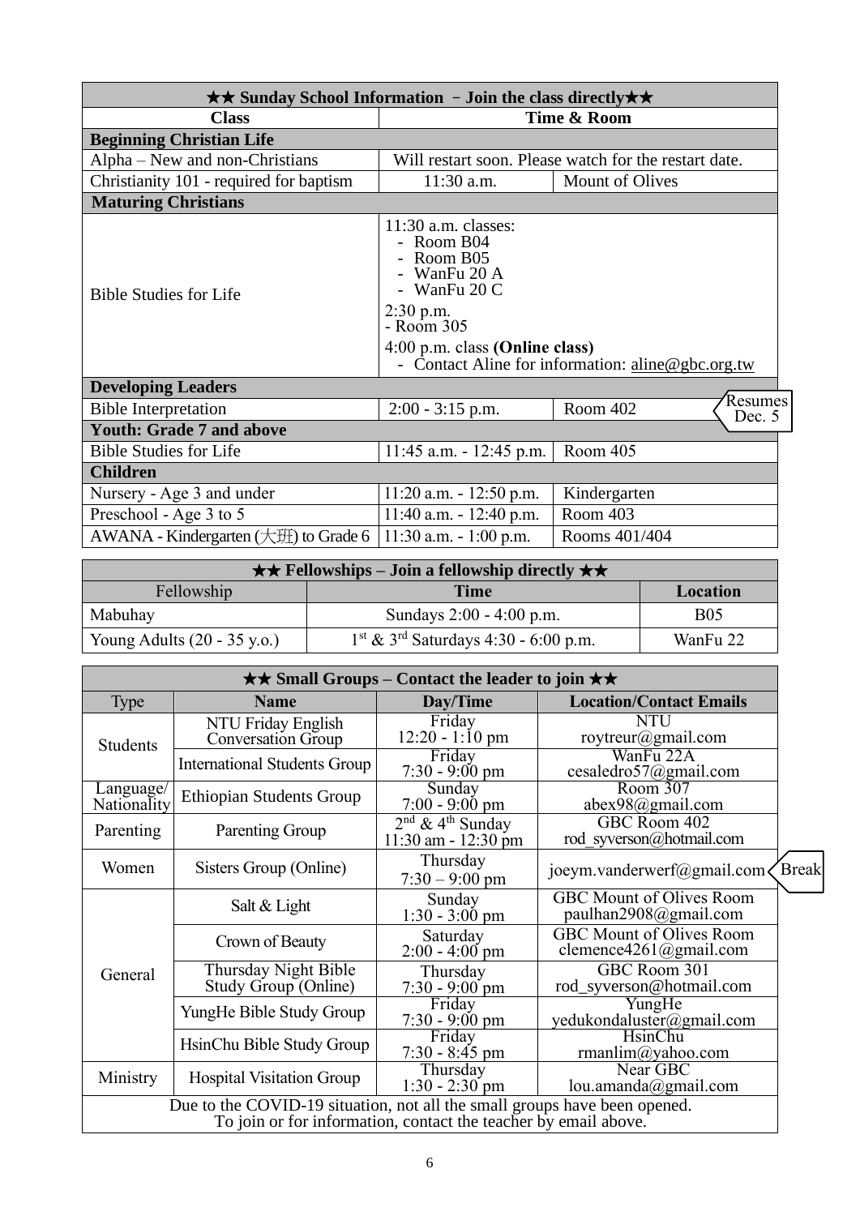| ★★ Sunday School Information – Join the class directly★★ | | |
|---|---|---|
| **Class** | **Time & Room** | |
| **Beginning Christian Life** | | |
| Alpha – New and non-Christians | Will restart soon. Please watch for the restart date. | |
| Christianity 101 - required for baptism | 11:30 a.m. | Mount of Olives |
| **Maturing Christians** | | |
| Bible Studies for Life | 11:30 a.m. classes:<br>- Room B04<br>- Room B05<br>- WanFu 20 A<br>- WanFu 20 C<br>2:30 p.m.<br>- Room 305<br>4:00 p.m. class **(Online class)**<br>- Contact Aline for information: aline@gbc.org.tw | |
| **Developing Leaders** | | |
| Bible Interpretation | 2:00 - 3:15 p.m. | Room 402 (Resumes Dec. 5) |
| **Youth: Grade 7 and above** | | |
| Bible Studies for Life | 11:45 a.m. - 12:45 p.m. | Room 405 |
| **Children** | | |
| Nursery - Age 3 and under | 11:20 a.m. - 12:50 p.m. | Kindergarten |
| Preschool - Age 3 to 5 | 11:40 a.m. - 12:40 p.m. | Room 403 |
| AWANA - Kindergarten (大班) to Grade 6 | 11:30 a.m. - 1:00 p.m. | Rooms 401/404 |

| ★★ Fellowships – Join a fellowship directly ★★ | | |
|---|---|---|
| Fellowship | **Time** | **Location** |
| Mabuhay | Sundays 2:00 - 4:00 p.m. | B05 |
| Young Adults (20 - 35 y.o.) | 1st & 3rd Saturdays 4:30 - 6:00 p.m. | WanFu 22 |

| ★★ Small Groups – Contact the leader to join ★★ | | | |
|---|---|---|---|
| Type | **Name** | **Day/Time** | **Location/Contact Emails** |
| Students | NTU Friday English Conversation Group | Friday 12:20 - 1:10 pm | NTU roytreur@gmail.com |
| | International Students Group | Friday 7:30 - 9:00 pm | WanFu 22A cesaledro57@gmail.com |
| Language/ Nationality | Ethiopian Students Group | Sunday 7:00 - 9:00 pm | Room 307 abex98@gmail.com |
| Parenting | Parenting Group | 2nd & 4th Sunday 11:30 am - 12:30 pm | GBC Room 402 rod_syverson@hotmail.com |
| Women | Sisters Group (Online) | Thursday 7:30 – 9:00 pm | joeym.vanderwerf@gmail.com (Break) |
| General | Salt & Light | Sunday 1:30 - 3:00 pm | GBC Mount of Olives Room paulhan2908@gmail.com |
| | Crown of Beauty | Saturday 2:00 - 4:00 pm | GBC Mount of Olives Room clemence4261@gmail.com |
| | Thursday Night Bible Study Group (Online) | Thursday 7:30 - 9:00 pm | GBC Room 301 rod_syverson@hotmail.com |
| | YungHe Bible Study Group | Friday 7:30 - 9:00 pm | YungHe yedukondaluster@gmail.com |
| | HsinChu Bible Study Group | Friday 7:30 - 8:45 pm | HsinChu rmanlim@yahoo.com |
| Ministry | Hospital Visitation Group | Thursday 1:30 - 2:30 pm | Near GBC lou.amanda@gmail.com |
| Due to the COVID-19 situation, not all the small groups have been opened. To join or for information, contact the teacher by email above. | | | |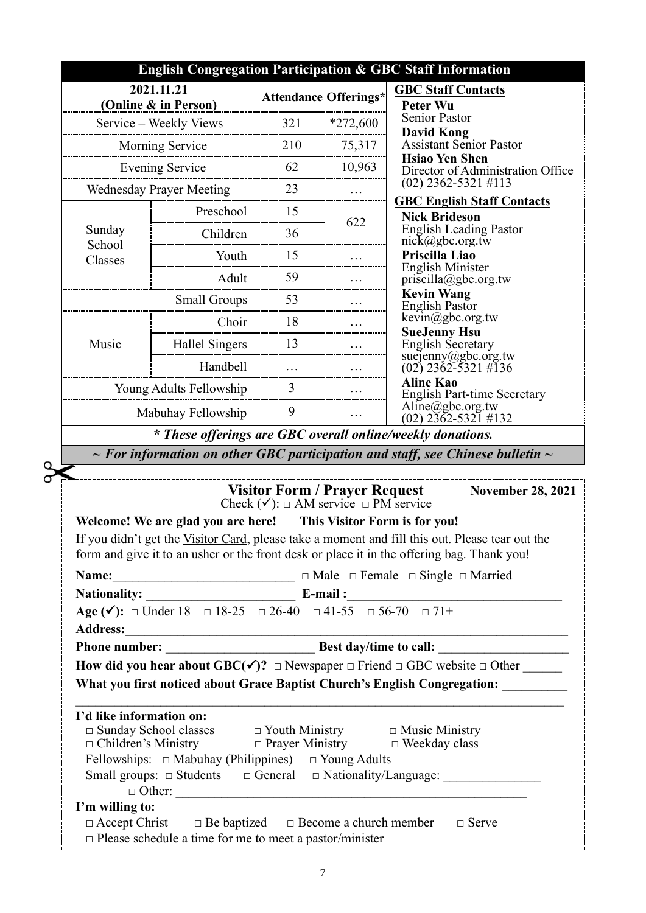## English Congregation Participation & GBC Staff Information

| 2021.11.21 (Online & in Person) | | Attendance | Offerings* |
|---|---|---|---|
| Service – Weekly Views | | 321 | *272,600 |
| Morning Service | | 210 | 75,317 |
| Evening Service | | 62 | 10,963 |
| Wednesday Prayer Meeting | | 23 | … |
| Sunday School Classes | Preschool | 15 | 622 |
| | Children | 36 | |
| | Youth | 15 | … |
| | Adult | 59 | … |
| Small Groups | | 53 | … |
| Music | Choir | 18 | … |
| | Hallel Singers | 13 | … |
| | Handbell | … | … |
| Young Adults Fellowship | | 3 | … |
| Mabuhay Fellowship | | 9 | … |

**GBC Staff Contacts**

**Peter Wu**
Senior Pastor

**David Kong**
Assistant Senior Pastor

**Hsiao Yen Shen**
Director of Administration Office
(02) 2362-5321 #113

**GBC English Staff Contacts**

**Nick Brideson**
English Leading Pastor
nick@gbc.org.tw

**Priscilla Liao**
English Minister
priscilla@gbc.org.tw

**Kevin Wang**
English Pastor
kevin@gbc.org.tw

**SueJenny Hsu**
English Secretary
suejenny@gbc.org.tw
(02) 2362-5321 #136

**Aline Kao**
English Part-time Secretary
Aline@gbc.org.tw
(02) 2362-5321 #132

***\* These offerings are GBC overall online/weekly donations.***

***~ For information on other GBC participation and staff, see Chinese bulletin ~***

---

## Visitor Form / Prayer Request

**November 28, 2021**

Check (✓): □ AM service □ PM service

**Welcome! We are glad you are here! This Visitor Form is for you!**

If you didn't get the Visitor Card, please take a moment and fill this out. Please tear out the form and give it to an usher or the front desk or place it in the offering bag. Thank you!

**Name:**____________________________ □ Male □ Female □ Single □ Married

**Nationality:** _______________________ **E-mail :**_______________________________

**Age (✓):** □ Under 18 □ 18-25 □ 26-40 □ 41-55 □ 56-70 □ 71+

**Address:**____________________________________________________________________

**Phone number:** ______________________ **Best day/time to call:** ___________________

**How did you hear about GBC(✓)?** □ Newspaper □ Friend □ GBC website □ Other ______

**What you first noticed about Grace Baptist Church's English Congregation:** __________

_____________________________________________________________________________

**I'd like information on:**

□ Sunday School classes □ Youth Ministry □ Music Ministry
□ Children's Ministry □ Prayer Ministry □ Weekday class
Fellowships: □ Mabuhay (Philippines) □ Young Adults
Small groups: □ Students □ General □ Nationality/Language: _______________
□ Other: ______________________________________________________

**I'm willing to:**

□ Accept Christ □ Be baptized □ Become a church member □ Serve
□ Please schedule a time for me to meet a pastor/minister